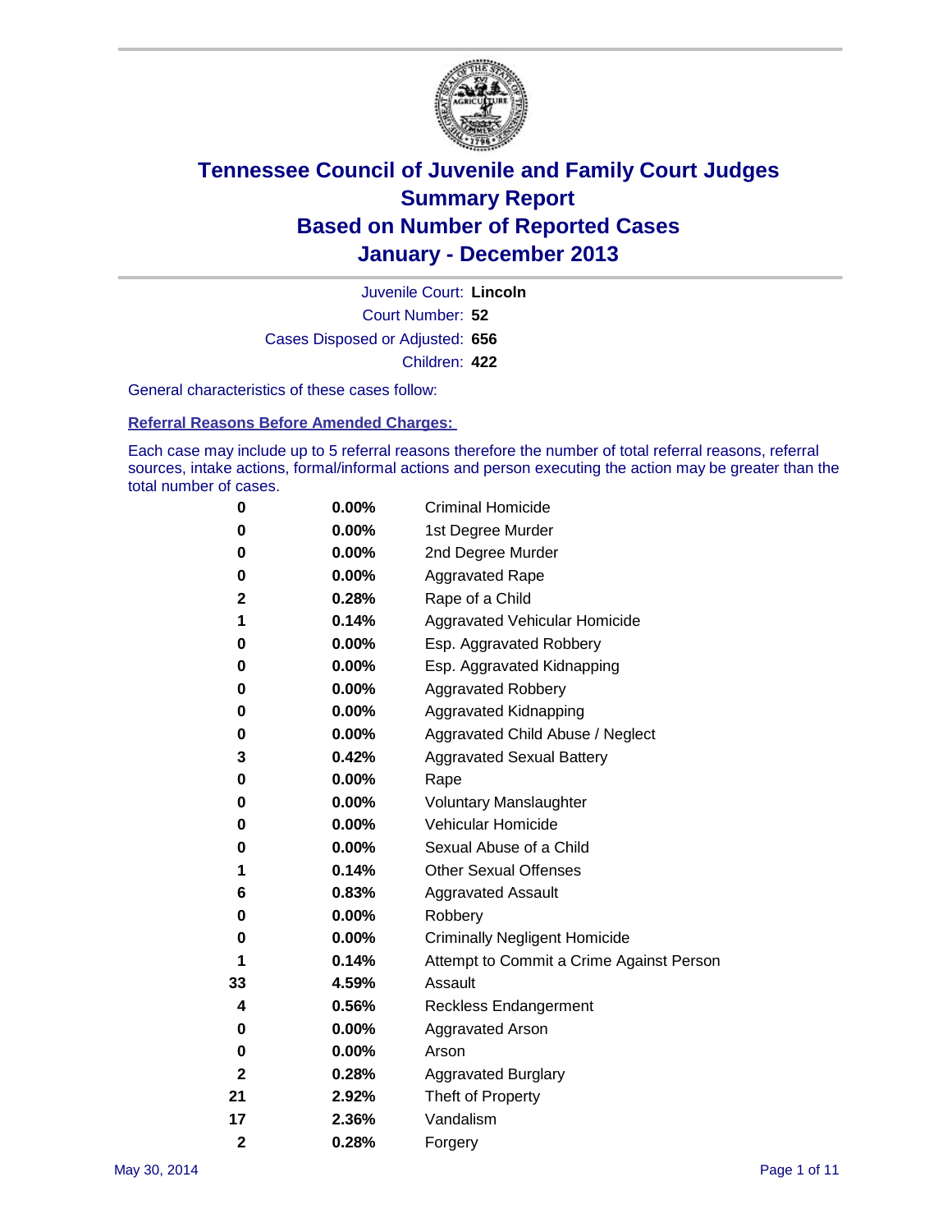# Tennessee Council of Juvenile and Family Court Judges
# Summary Report
# Based on Number of Reported Cases
# January - December 2013

Juvenile Court: **Lincoln**
Court Number: **52**
Cases Disposed or Adjusted: **656**
Children: **422**

General characteristics of these cases follow:

**Referral Reasons Before Amended Charges:**

Each case may include up to 5 referral reasons therefore the number of total referral reasons, referral sources, intake actions, formal/informal actions and person executing the action may be greater than the total number of cases.

| | | |
|---|---|---|
| 0 | 0.00% | Criminal Homicide |
| 0 | 0.00% | 1st Degree Murder |
| 0 | 0.00% | 2nd Degree Murder |
| 0 | 0.00% | Aggravated Rape |
| 2 | 0.28% | Rape of a Child |
| 1 | 0.14% | Aggravated Vehicular Homicide |
| 0 | 0.00% | Esp. Aggravated Robbery |
| 0 | 0.00% | Esp. Aggravated Kidnapping |
| 0 | 0.00% | Aggravated Robbery |
| 0 | 0.00% | Aggravated Kidnapping |
| 0 | 0.00% | Aggravated Child Abuse / Neglect |
| 3 | 0.42% | Aggravated Sexual Battery |
| 0 | 0.00% | Rape |
| 0 | 0.00% | Voluntary Manslaughter |
| 0 | 0.00% | Vehicular Homicide |
| 0 | 0.00% | Sexual Abuse of a Child |
| 1 | 0.14% | Other Sexual Offenses |
| 6 | 0.83% | Aggravated Assault |
| 0 | 0.00% | Robbery |
| 0 | 0.00% | Criminally Negligent Homicide |
| 1 | 0.14% | Attempt to Commit a Crime Against Person |
| 33 | 4.59% | Assault |
| 4 | 0.56% | Reckless Endangerment |
| 0 | 0.00% | Aggravated Arson |
| 0 | 0.00% | Arson |
| 2 | 0.28% | Aggravated Burglary |
| 21 | 2.92% | Theft of Property |
| 17 | 2.36% | Vandalism |
| 2 | 0.28% | Forgery |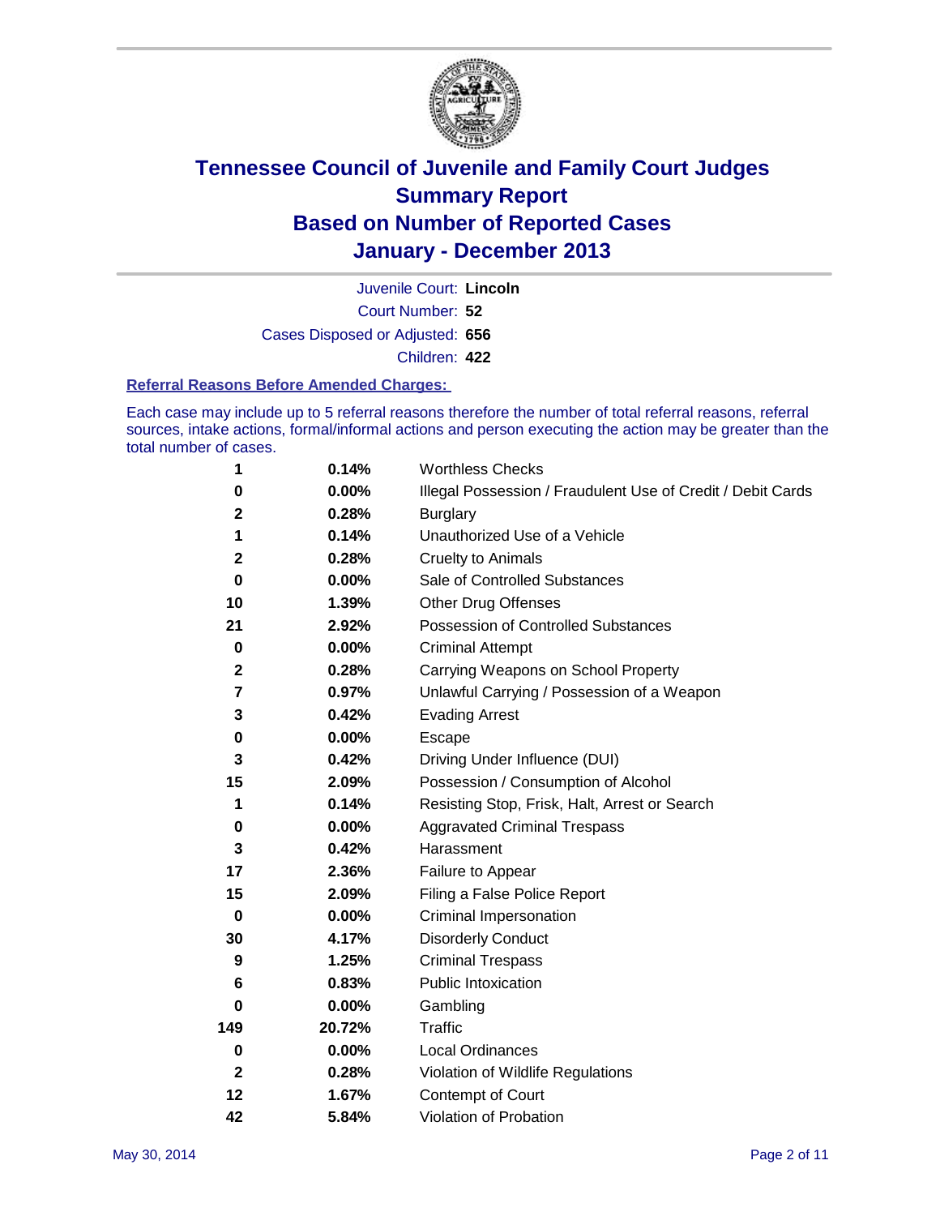# Tennessee Council of Juvenile and Family Court Judges
## Summary Report
## Based on Number of Reported Cases
## January - December 2013

Juvenile Court: **Lincoln**

Court Number: **52**

Cases Disposed or Adjusted: **656**

Children: **422**

### Referral Reasons Before Amended Charges:

Each case may include up to 5 referral reasons therefore the number of total referral reasons, referral sources, intake actions, formal/informal actions and person executing the action may be greater than the total number of cases.

| Count | Percent | Referral Reason |
|---|---|---|
| 1 | 0.14% | Worthless Checks |
| 0 | 0.00% | Illegal Possession / Fraudulent Use of Credit / Debit Cards |
| 2 | 0.28% | Burglary |
| 1 | 0.14% | Unauthorized Use of a Vehicle |
| 2 | 0.28% | Cruelty to Animals |
| 0 | 0.00% | Sale of Controlled Substances |
| 10 | 1.39% | Other Drug Offenses |
| 21 | 2.92% | Possession of Controlled Substances |
| 0 | 0.00% | Criminal Attempt |
| 2 | 0.28% | Carrying Weapons on School Property |
| 7 | 0.97% | Unlawful Carrying / Possession of a Weapon |
| 3 | 0.42% | Evading Arrest |
| 0 | 0.00% | Escape |
| 3 | 0.42% | Driving Under Influence (DUI) |
| 15 | 2.09% | Possession / Consumption of Alcohol |
| 1 | 0.14% | Resisting Stop, Frisk, Halt, Arrest or Search |
| 0 | 0.00% | Aggravated Criminal Trespass |
| 3 | 0.42% | Harassment |
| 17 | 2.36% | Failure to Appear |
| 15 | 2.09% | Filing a False Police Report |
| 0 | 0.00% | Criminal Impersonation |
| 30 | 4.17% | Disorderly Conduct |
| 9 | 1.25% | Criminal Trespass |
| 6 | 0.83% | Public Intoxication |
| 0 | 0.00% | Gambling |
| 149 | 20.72% | Traffic |
| 0 | 0.00% | Local Ordinances |
| 2 | 0.28% | Violation of Wildlife Regulations |
| 12 | 1.67% | Contempt of Court |
| 42 | 5.84% | Violation of Probation |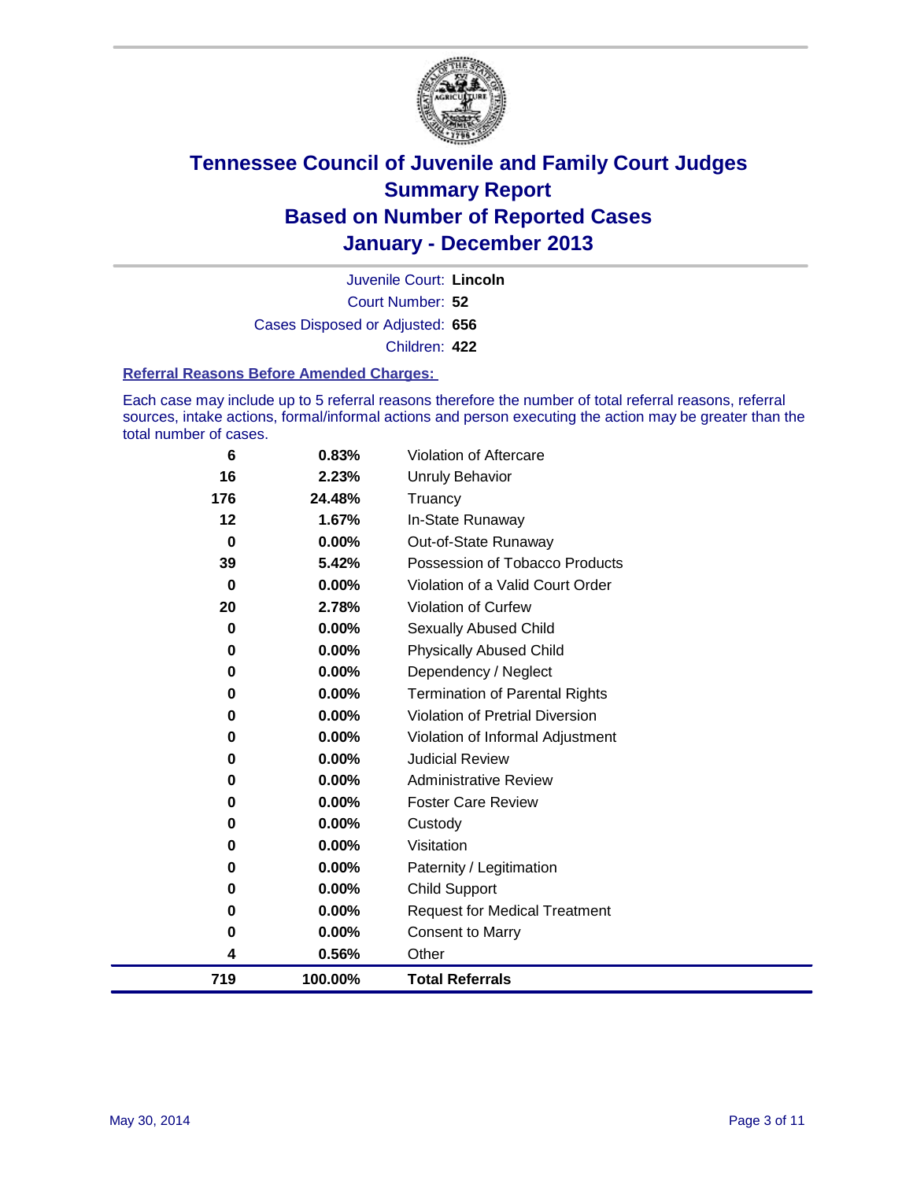# Tennessee Council of Juvenile and Family Court Judges
## Summary Report
## Based on Number of Reported Cases
## January - December 2013

Juvenile Court: **Lincoln**

Court Number: **52**

Cases Disposed or Adjusted: **656**

Children: **422**

### Referral Reasons Before Amended Charges:

Each case may include up to 5 referral reasons therefore the number of total referral reasons, referral sources, intake actions, formal/informal actions and person executing the action may be greater than the total number of cases.

| Count | Percent | Referral Reason |
|---|---|---|
| 6 | 0.83% | Violation of Aftercare |
| 16 | 2.23% | Unruly Behavior |
| 176 | 24.48% | Truancy |
| 12 | 1.67% | In-State Runaway |
| 0 | 0.00% | Out-of-State Runaway |
| 39 | 5.42% | Possession of Tobacco Products |
| 0 | 0.00% | Violation of a Valid Court Order |
| 20 | 2.78% | Violation of Curfew |
| 0 | 0.00% | Sexually Abused Child |
| 0 | 0.00% | Physically Abused Child |
| 0 | 0.00% | Dependency / Neglect |
| 0 | 0.00% | Termination of Parental Rights |
| 0 | 0.00% | Violation of Pretrial Diversion |
| 0 | 0.00% | Violation of Informal Adjustment |
| 0 | 0.00% | Judicial Review |
| 0 | 0.00% | Administrative Review |
| 0 | 0.00% | Foster Care Review |
| 0 | 0.00% | Custody |
| 0 | 0.00% | Visitation |
| 0 | 0.00% | Paternity / Legitimation |
| 0 | 0.00% | Child Support |
| 0 | 0.00% | Request for Medical Treatment |
| 0 | 0.00% | Consent to Marry |
| 4 | 0.56% | Other |
| **719** | **100.00%** | **Total Referrals** |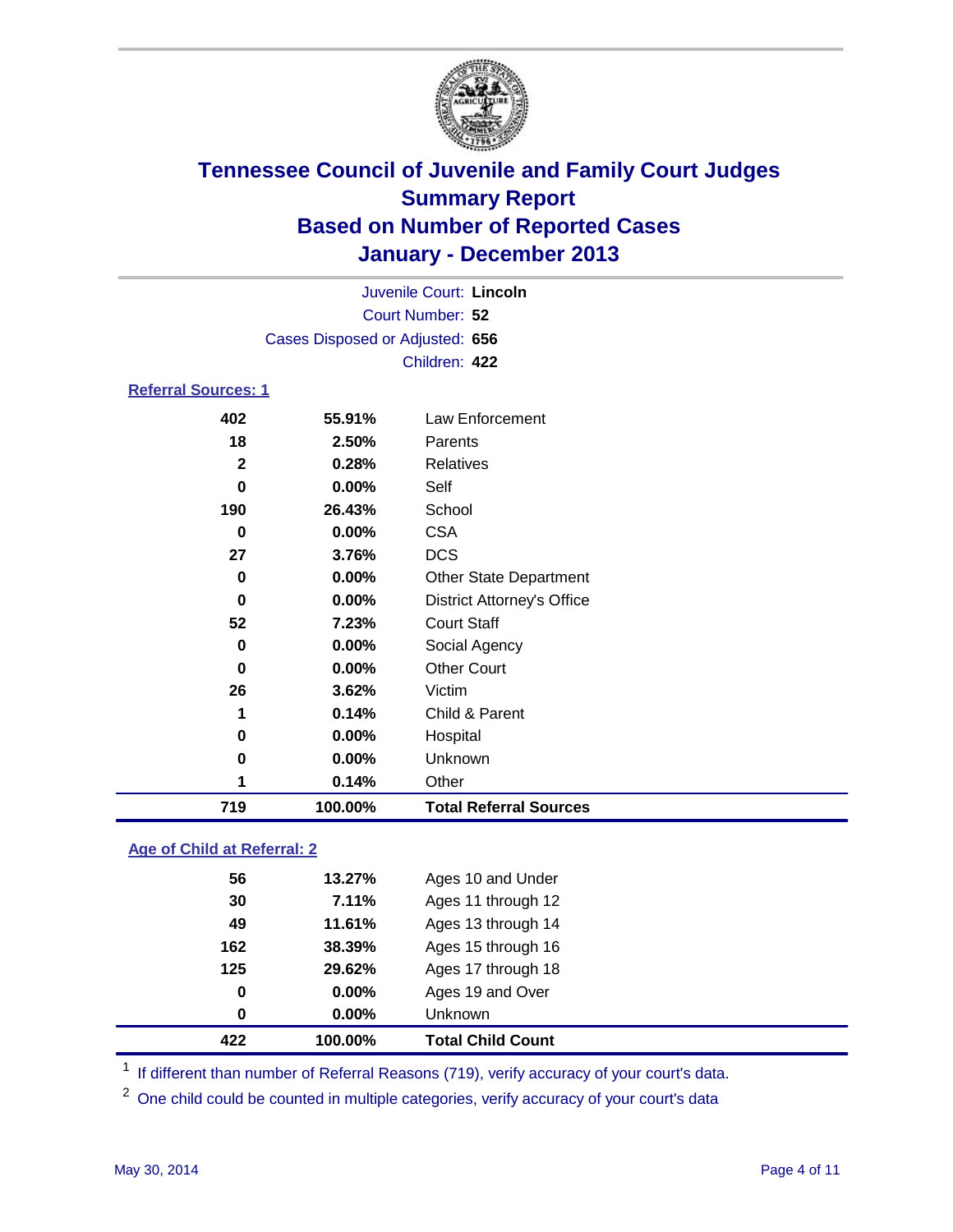# Tennessee Council of Juvenile and Family Court Judges
## Summary Report
## Based on Number of Reported Cases
## January - December 2013

Juvenile Court: **Lincoln**
Court Number: **52**
Cases Disposed or Adjusted: **656**
Children: **422**

### Referral Sources: 1

| Count | Percent | Source |
|---|---|---|
| 402 | 55.91% | Law Enforcement |
| 18 | 2.50% | Parents |
| 2 | 0.28% | Relatives |
| 0 | 0.00% | Self |
| 190 | 26.43% | School |
| 0 | 0.00% | CSA |
| 27 | 3.76% | DCS |
| 0 | 0.00% | Other State Department |
| 0 | 0.00% | District Attorney's Office |
| 52 | 7.23% | Court Staff |
| 0 | 0.00% | Social Agency |
| 0 | 0.00% | Other Court |
| 26 | 3.62% | Victim |
| 1 | 0.14% | Child & Parent |
| 0 | 0.00% | Hospital |
| 0 | 0.00% | Unknown |
| 1 | 0.14% | Other |
| **719** | **100.00%** | **Total Referral Sources** |

### Age of Child at Referral: 2

| Count | Percent | Age |
|---|---|---|
| 56 | 13.27% | Ages 10 and Under |
| 30 | 7.11% | Ages 11 through 12 |
| 49 | 11.61% | Ages 13 through 14 |
| 162 | 38.39% | Ages 15 through 16 |
| 125 | 29.62% | Ages 17 through 18 |
| 0 | 0.00% | Ages 19 and Over |
| 0 | 0.00% | Unknown |
| **422** | **100.00%** | **Total Child Count** |

[1] If different than number of Referral Reasons (719), verify accuracy of your court's data.

[2] One child could be counted in multiple categories, verify accuracy of your court's data

May 30, 2014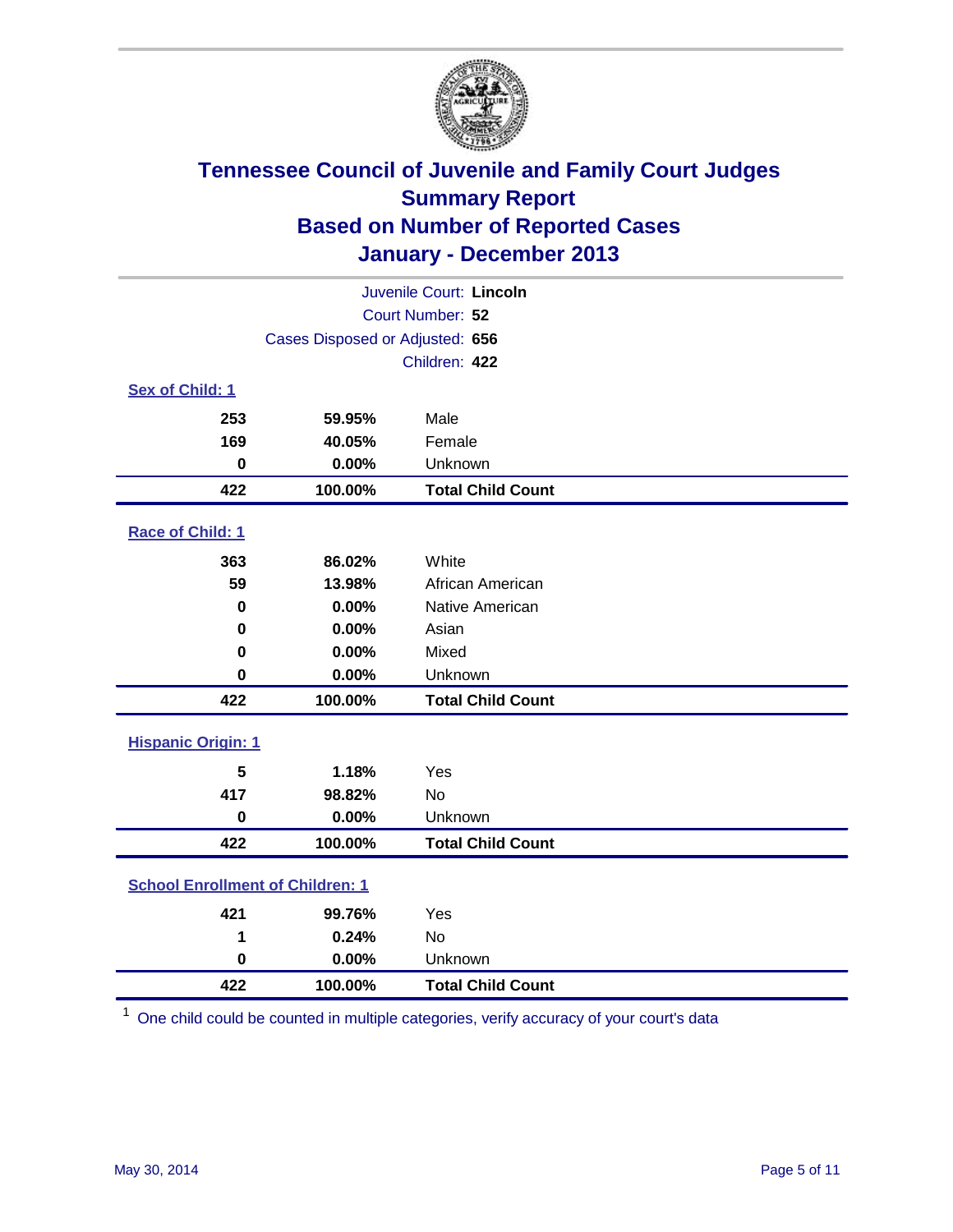# Tennessee Council of Juvenile and Family Court Judges
## Summary Report
## Based on Number of Reported Cases
## January - December 2013

Juvenile Court: **Lincoln**
Court Number: **52**
Cases Disposed or Adjusted: **656**
Children: **422**

### Sex of Child: 1

| Count | Percent | Category |
|---|---|---|
| 253 | 59.95% | Male |
| 169 | 40.05% | Female |
| 0 | 0.00% | Unknown |
| **422** | **100.00%** | **Total Child Count** |

### Race of Child: 1

| Count | Percent | Category |
|---|---|---|
| 363 | 86.02% | White |
| 59 | 13.98% | African American |
| 0 | 0.00% | Native American |
| 0 | 0.00% | Asian |
| 0 | 0.00% | Mixed |
| 0 | 0.00% | Unknown |
| **422** | **100.00%** | **Total Child Count** |

### Hispanic Origin: 1

| Count | Percent | Category |
|---|---|---|
| 5 | 1.18% | Yes |
| 417 | 98.82% | No |
| 0 | 0.00% | Unknown |
| **422** | **100.00%** | **Total Child Count** |

### School Enrollment of Children: 1

| Count | Percent | Category |
|---|---|---|
| 421 | 99.76% | Yes |
| 1 | 0.24% | No |
| 0 | 0.00% | Unknown |
| **422** | **100.00%** | **Total Child Count** |

[1] One child could be counted in multiple categories, verify accuracy of your court's data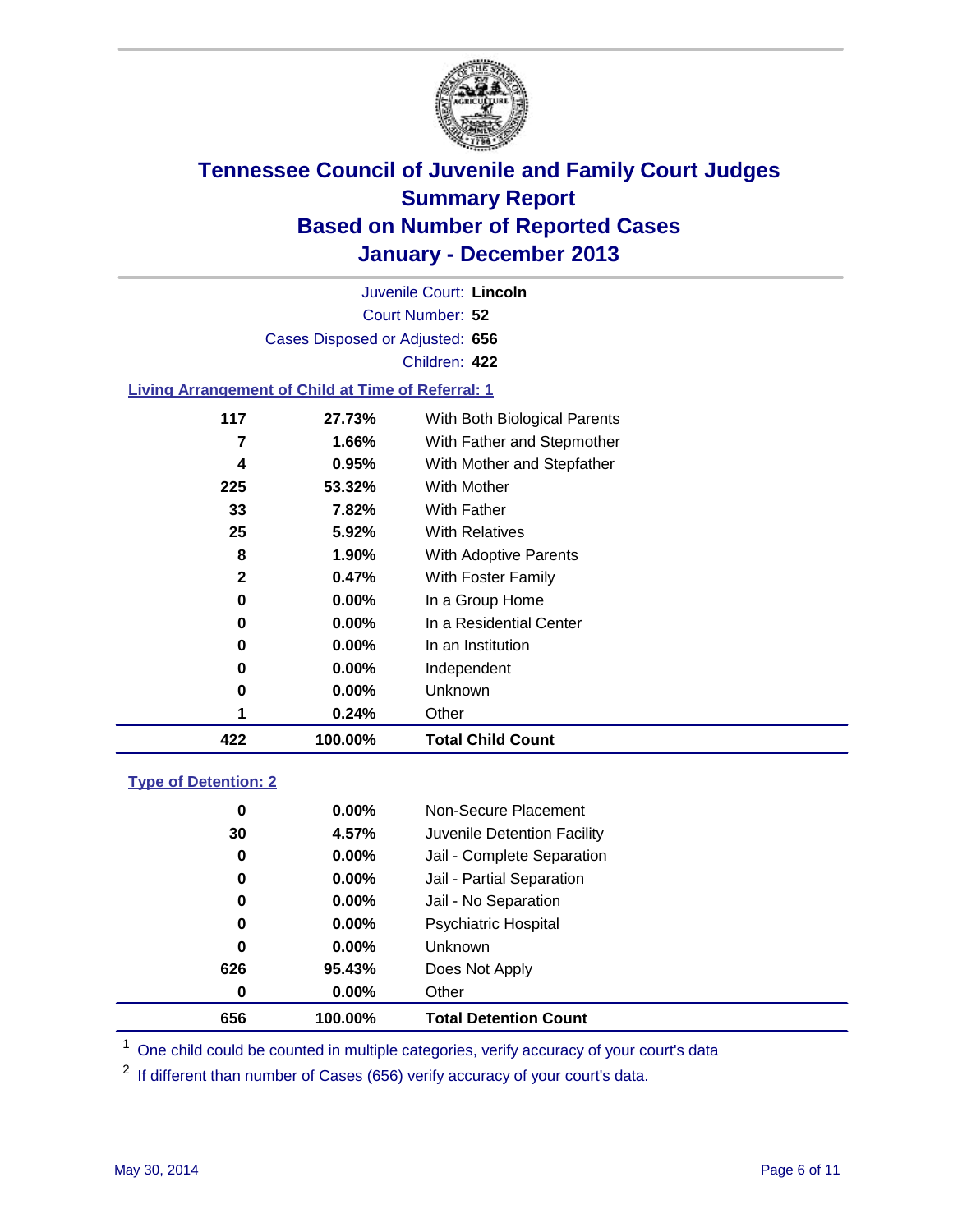# Tennessee Council of Juvenile and Family Court Judges
## Summary Report
## Based on Number of Reported Cases
## January - December 2013

Juvenile Court: **Lincoln**

Court Number: **52**

Cases Disposed or Adjusted: **656**

Children: **422**

### Living Arrangement of Child at Time of Referral: 1

| Count | Percent | Category |
|---|---|---|
| 117 | 27.73% | With Both Biological Parents |
| 7 | 1.66% | With Father and Stepmother |
| 4 | 0.95% | With Mother and Stepfather |
| 225 | 53.32% | With Mother |
| 33 | 7.82% | With Father |
| 25 | 5.92% | With Relatives |
| 8 | 1.90% | With Adoptive Parents |
| 2 | 0.47% | With Foster Family |
| 0 | 0.00% | In a Group Home |
| 0 | 0.00% | In a Residential Center |
| 0 | 0.00% | In an Institution |
| 0 | 0.00% | Independent |
| 0 | 0.00% | Unknown |
| 1 | 0.24% | Other |
| **422** | **100.00%** | **Total Child Count** |

### Type of Detention: 2

| Count | Percent | Category |
|---|---|---|
| 0 | 0.00% | Non-Secure Placement |
| 30 | 4.57% | Juvenile Detention Facility |
| 0 | 0.00% | Jail - Complete Separation |
| 0 | 0.00% | Jail - Partial Separation |
| 0 | 0.00% | Jail - No Separation |
| 0 | 0.00% | Psychiatric Hospital |
| 0 | 0.00% | Unknown |
| 626 | 95.43% | Does Not Apply |
| 0 | 0.00% | Other |
| **656** | **100.00%** | **Total Detention Count** |

[1] One child could be counted in multiple categories, verify accuracy of your court's data

[2] If different than number of Cases (656) verify accuracy of your court's data.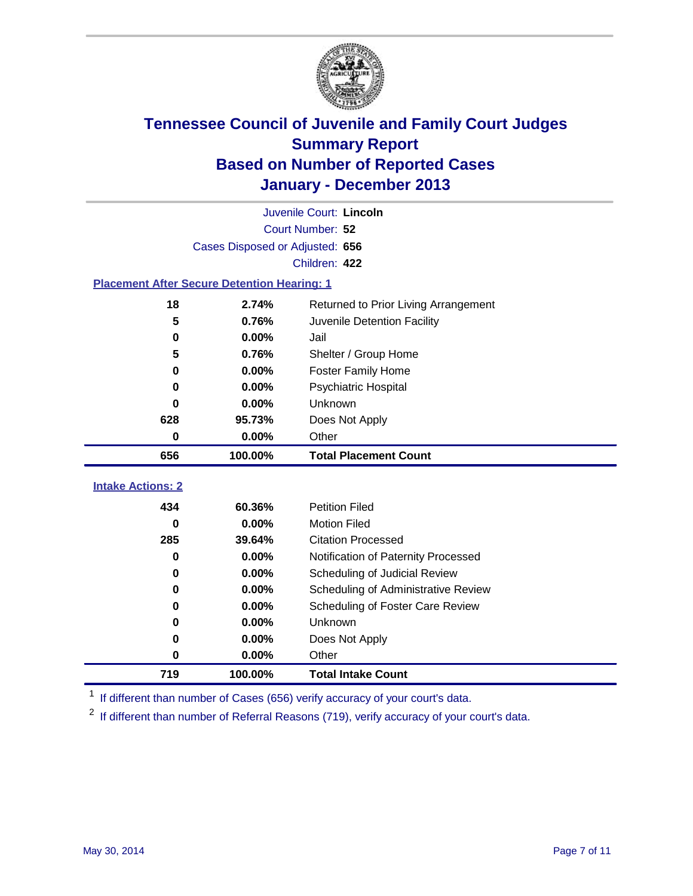# Tennessee Council of Juvenile and Family Court Judges
## Summary Report
## Based on Number of Reported Cases
## January - December 2013

Juvenile Court: **Lincoln**
Court Number: **52**
Cases Disposed or Adjusted: **656**
Children: **422**

### Placement After Secure Detention Hearing: 1

| Count | Percent | Placement |
|---|---|---|
| 18 | 2.74% | Returned to Prior Living Arrangement |
| 5 | 0.76% | Juvenile Detention Facility |
| 0 | 0.00% | Jail |
| 5 | 0.76% | Shelter / Group Home |
| 0 | 0.00% | Foster Family Home |
| 0 | 0.00% | Psychiatric Hospital |
| 0 | 0.00% | Unknown |
| 628 | 95.73% | Does Not Apply |
| 0 | 0.00% | Other |
| **656** | **100.00%** | **Total Placement Count** |

### Intake Actions: 2

| Count | Percent | Intake Action |
|---|---|---|
| 434 | 60.36% | Petition Filed |
| 0 | 0.00% | Motion Filed |
| 285 | 39.64% | Citation Processed |
| 0 | 0.00% | Notification of Paternity Processed |
| 0 | 0.00% | Scheduling of Judicial Review |
| 0 | 0.00% | Scheduling of Administrative Review |
| 0 | 0.00% | Scheduling of Foster Care Review |
| 0 | 0.00% | Unknown |
| 0 | 0.00% | Does Not Apply |
| 0 | 0.00% | Other |
| **719** | **100.00%** | **Total Intake Count** |

[1] If different than number of Cases (656) verify accuracy of your court's data.

[2] If different than number of Referral Reasons (719), verify accuracy of your court's data.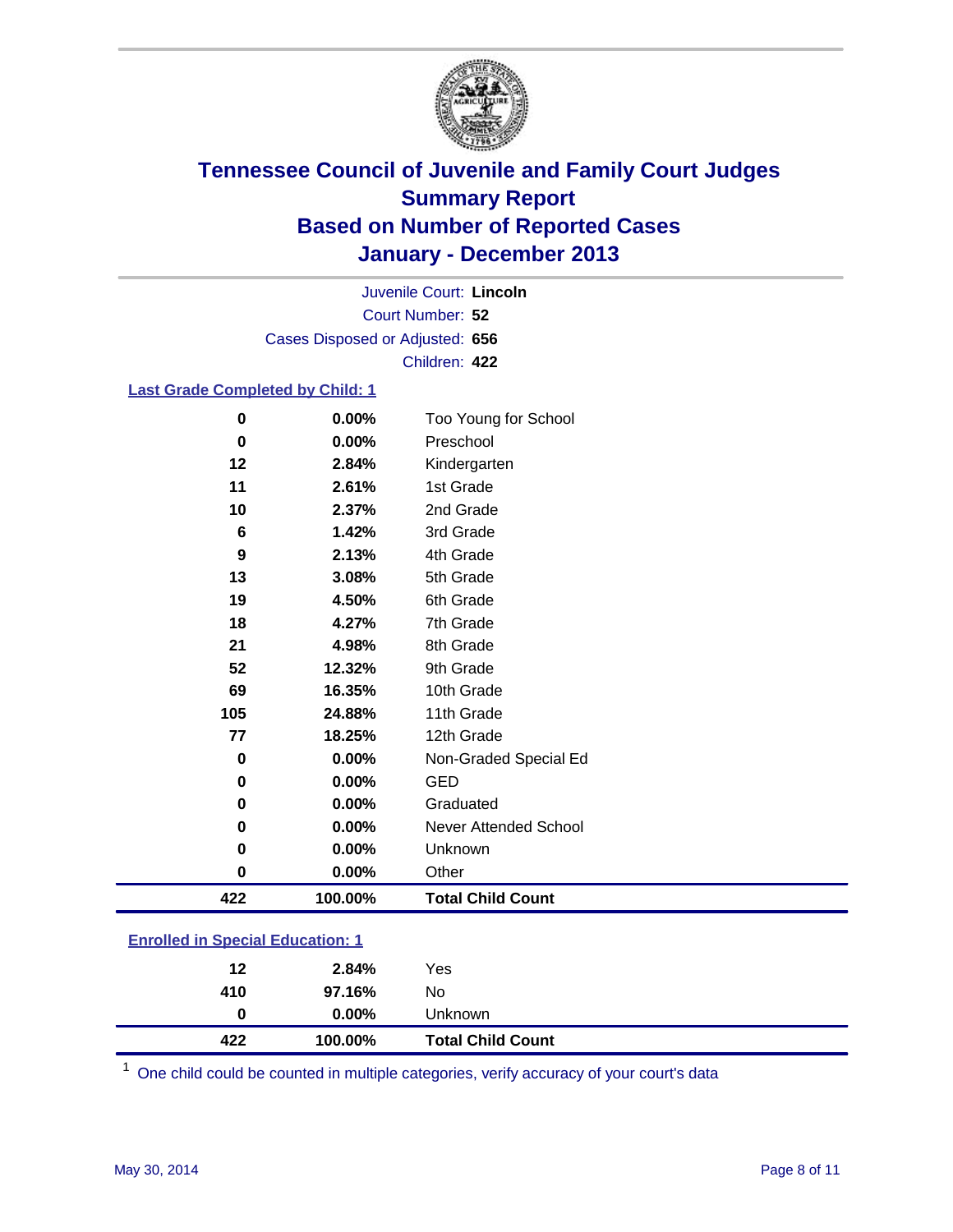# Tennessee Council of Juvenile and Family Court Judges
# Summary Report
# Based on Number of Reported Cases
# January - December 2013

Juvenile Court: **Lincoln**

Court Number: **52**

Cases Disposed or Adjusted: **656**

Children: **422**

## Last Grade Completed by Child: 1

| | | |
|---|---|---|
| 0 | 0.00% | Too Young for School |
| 0 | 0.00% | Preschool |
| 12 | 2.84% | Kindergarten |
| 11 | 2.61% | 1st Grade |
| 10 | 2.37% | 2nd Grade |
| 6 | 1.42% | 3rd Grade |
| 9 | 2.13% | 4th Grade |
| 13 | 3.08% | 5th Grade |
| 19 | 4.50% | 6th Grade |
| 18 | 4.27% | 7th Grade |
| 21 | 4.98% | 8th Grade |
| 52 | 12.32% | 9th Grade |
| 69 | 16.35% | 10th Grade |
| 105 | 24.88% | 11th Grade |
| 77 | 18.25% | 12th Grade |
| 0 | 0.00% | Non-Graded Special Ed |
| 0 | 0.00% | GED |
| 0 | 0.00% | Graduated |
| 0 | 0.00% | Never Attended School |
| 0 | 0.00% | Unknown |
| 0 | 0.00% | Other |
| **422** | **100.00%** | **Total Child Count** |

## Enrolled in Special Education: 1

| | | |
|---|---|---|
| 12 | 2.84% | Yes |
| 410 | 97.16% | No |
| 0 | 0.00% | Unknown |
| **422** | **100.00%** | **Total Child Count** |

[1] One child could be counted in multiple categories, verify accuracy of your court's data

May 30, 2014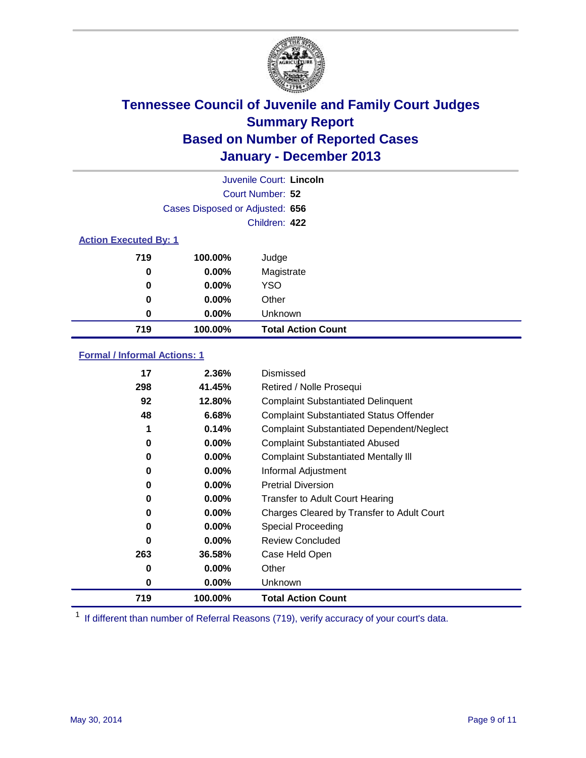# Tennessee Council of Juvenile and Family Court Judges
## Summary Report
## Based on Number of Reported Cases
## January - December 2013

Juvenile Court: **Lincoln**
Court Number: **52**
Cases Disposed or Adjusted: **656**
Children: **422**

### Action Executed By: 1

| | | |
|---|---|---|
| 719 | 100.00% | Judge |
| 0 | 0.00% | Magistrate |
| 0 | 0.00% | YSO |
| 0 | 0.00% | Other |
| 0 | 0.00% | Unknown |
| **719** | **100.00%** | **Total Action Count** |

### Formal / Informal Actions: 1

| | | |
|---|---|---|
| 17 | 2.36% | Dismissed |
| 298 | 41.45% | Retired / Nolle Prosequi |
| 92 | 12.80% | Complaint Substantiated Delinquent |
| 48 | 6.68% | Complaint Substantiated Status Offender |
| 1 | 0.14% | Complaint Substantiated Dependent/Neglect |
| 0 | 0.00% | Complaint Substantiated Abused |
| 0 | 0.00% | Complaint Substantiated Mentally Ill |
| 0 | 0.00% | Informal Adjustment |
| 0 | 0.00% | Pretrial Diversion |
| 0 | 0.00% | Transfer to Adult Court Hearing |
| 0 | 0.00% | Charges Cleared by Transfer to Adult Court |
| 0 | 0.00% | Special Proceeding |
| 0 | 0.00% | Review Concluded |
| 263 | 36.58% | Case Held Open |
| 0 | 0.00% | Other |
| 0 | 0.00% | Unknown |
| **719** | **100.00%** | **Total Action Count** |

[1] If different than number of Referral Reasons (719), verify accuracy of your court's data.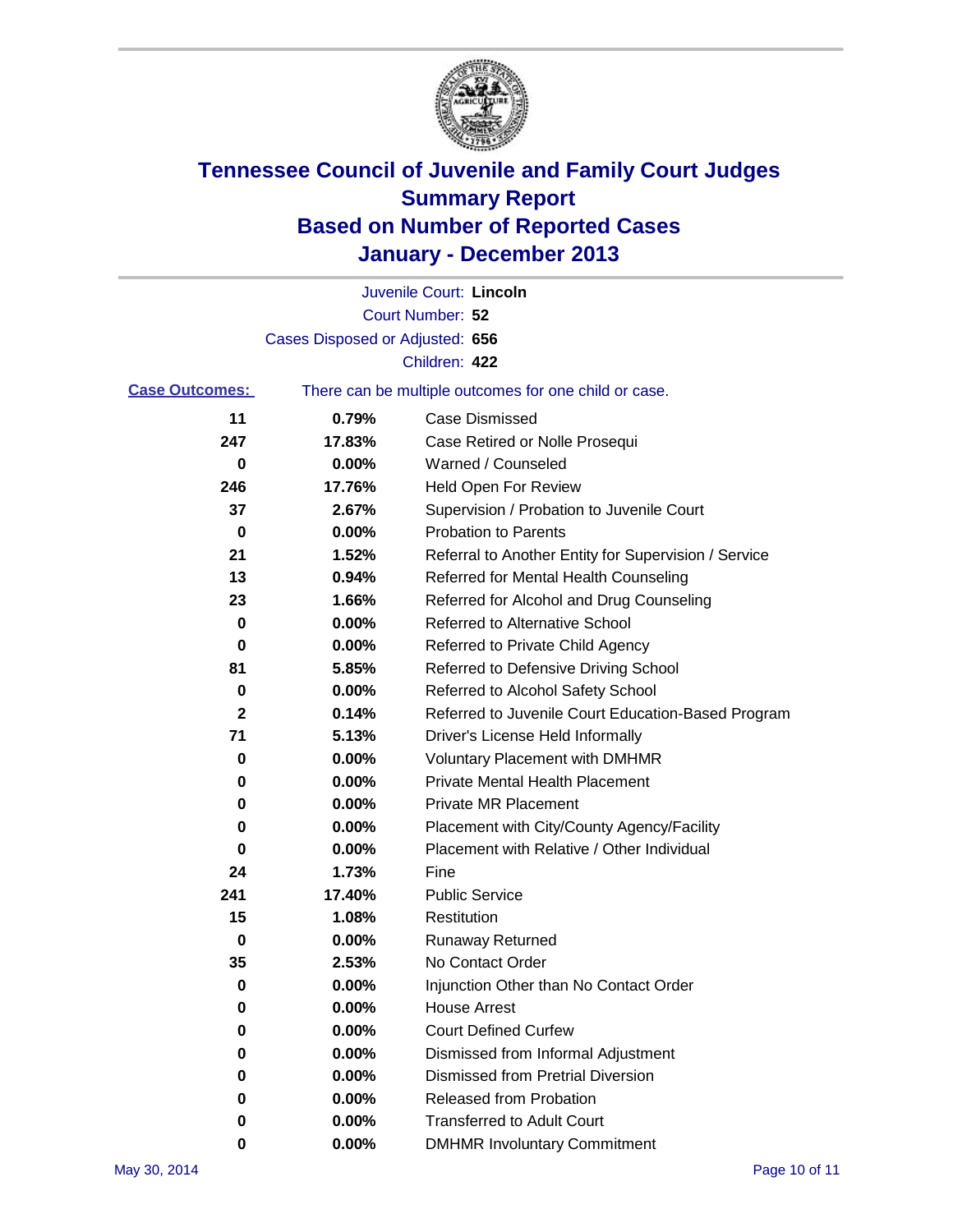# Tennessee Council of Juvenile and Family Court Judges Summary Report Based on Number of Reported Cases January - December 2013

Juvenile Court: **Lincoln**

Court Number: **52**

Cases Disposed or Adjusted: **656**

Children: **422**

**Case Outcomes:** There can be multiple outcomes for one child or case.

| Count | Percent | Outcome |
|---|---|---|
| 11 | 0.79% | Case Dismissed |
| 247 | 17.83% | Case Retired or Nolle Prosequi |
| 0 | 0.00% | Warned / Counseled |
| 246 | 17.76% | Held Open For Review |
| 37 | 2.67% | Supervision / Probation to Juvenile Court |
| 0 | 0.00% | Probation to Parents |
| 21 | 1.52% | Referral to Another Entity for Supervision / Service |
| 13 | 0.94% | Referred for Mental Health Counseling |
| 23 | 1.66% | Referred for Alcohol and Drug Counseling |
| 0 | 0.00% | Referred to Alternative School |
| 0 | 0.00% | Referred to Private Child Agency |
| 81 | 5.85% | Referred to Defensive Driving School |
| 0 | 0.00% | Referred to Alcohol Safety School |
| 2 | 0.14% | Referred to Juvenile Court Education-Based Program |
| 71 | 5.13% | Driver's License Held Informally |
| 0 | 0.00% | Voluntary Placement with DMHMR |
| 0 | 0.00% | Private Mental Health Placement |
| 0 | 0.00% | Private MR Placement |
| 0 | 0.00% | Placement with City/County Agency/Facility |
| 0 | 0.00% | Placement with Relative / Other Individual |
| 24 | 1.73% | Fine |
| 241 | 17.40% | Public Service |
| 15 | 1.08% | Restitution |
| 0 | 0.00% | Runaway Returned |
| 35 | 2.53% | No Contact Order |
| 0 | 0.00% | Injunction Other than No Contact Order |
| 0 | 0.00% | House Arrest |
| 0 | 0.00% | Court Defined Curfew |
| 0 | 0.00% | Dismissed from Informal Adjustment |
| 0 | 0.00% | Dismissed from Pretrial Diversion |
| 0 | 0.00% | Released from Probation |
| 0 | 0.00% | Transferred to Adult Court |
| 0 | 0.00% | DMHMR Involuntary Commitment |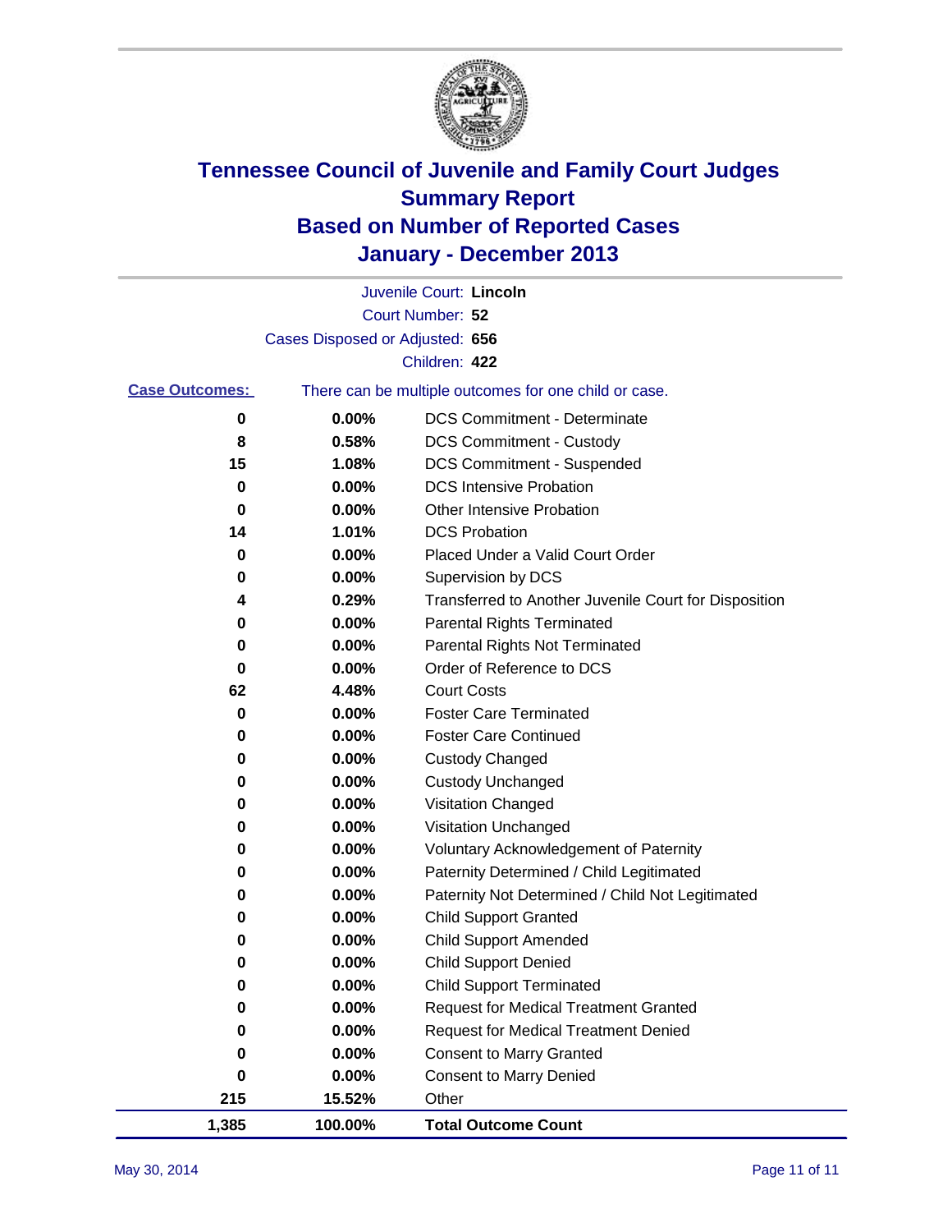# Tennessee Council of Juvenile and Family Court Judges
# Summary Report
# Based on Number of Reported Cases
# January - December 2013

Juvenile Court: **Lincoln**

Court Number: **52**

Cases Disposed or Adjusted: **656**

Children: **422**

**Case Outcomes:** There can be multiple outcomes for one child or case.

| | | |
|---|---|---|
| 0 | 0.00% | DCS Commitment - Determinate |
| 8 | 0.58% | DCS Commitment - Custody |
| 15 | 1.08% | DCS Commitment - Suspended |
| 0 | 0.00% | DCS Intensive Probation |
| 0 | 0.00% | Other Intensive Probation |
| 14 | 1.01% | DCS Probation |
| 0 | 0.00% | Placed Under a Valid Court Order |
| 0 | 0.00% | Supervision by DCS |
| 4 | 0.29% | Transferred to Another Juvenile Court for Disposition |
| 0 | 0.00% | Parental Rights Terminated |
| 0 | 0.00% | Parental Rights Not Terminated |
| 0 | 0.00% | Order of Reference to DCS |
| 62 | 4.48% | Court Costs |
| 0 | 0.00% | Foster Care Terminated |
| 0 | 0.00% | Foster Care Continued |
| 0 | 0.00% | Custody Changed |
| 0 | 0.00% | Custody Unchanged |
| 0 | 0.00% | Visitation Changed |
| 0 | 0.00% | Visitation Unchanged |
| 0 | 0.00% | Voluntary Acknowledgement of Paternity |
| 0 | 0.00% | Paternity Determined / Child Legitimated |
| 0 | 0.00% | Paternity Not Determined / Child Not Legitimated |
| 0 | 0.00% | Child Support Granted |
| 0 | 0.00% | Child Support Amended |
| 0 | 0.00% | Child Support Denied |
| 0 | 0.00% | Child Support Terminated |
| 0 | 0.00% | Request for Medical Treatment Granted |
| 0 | 0.00% | Request for Medical Treatment Denied |
| 0 | 0.00% | Consent to Marry Granted |
| 0 | 0.00% | Consent to Marry Denied |
| 215 | 15.52% | Other |
| **1,385** | **100.00%** | **Total Outcome Count** |